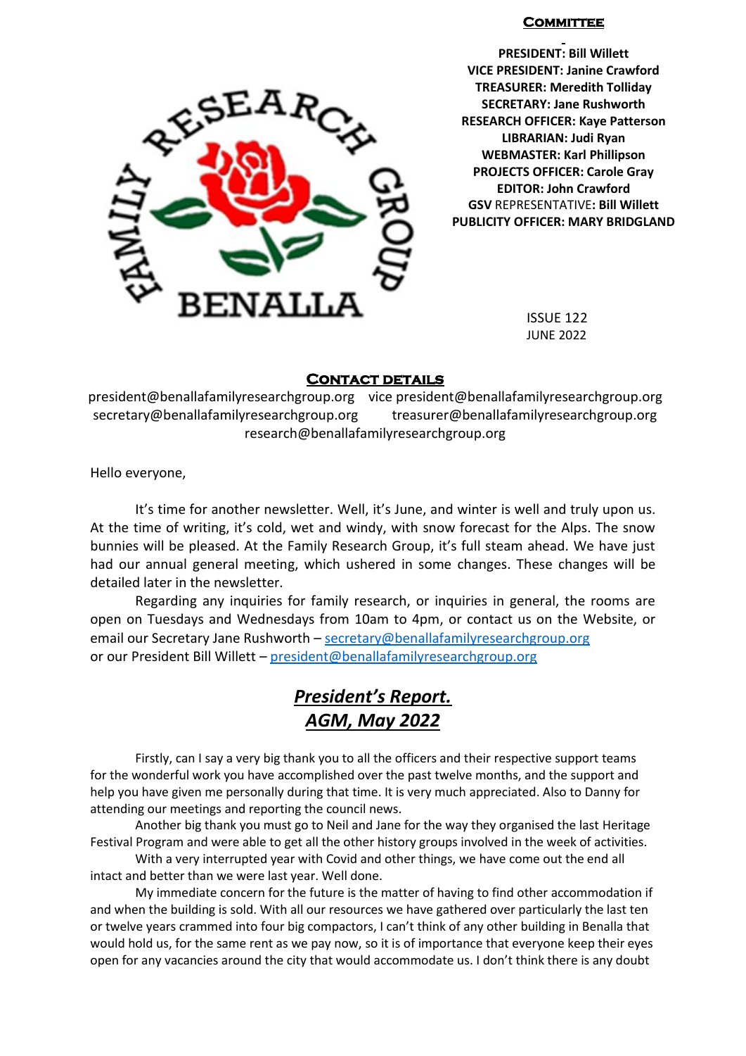FAMILY RESEARCH GROUP BENALLA

## Committee

**PRESIDENT: Bill Willett**
**VICE PRESIDENT: Janine Crawford**
**TREASURER: Meredith Tolliday**
**SECRETARY: Jane Rushworth**
**RESEARCH OFFICER: Kaye Patterson**
**LIBRARIAN: Judi Ryan**
**WEBMASTER: Karl Phillipson**
**PROJECTS OFFICER: Carole Gray**
**EDITOR: John Crawford**
**GSV** REPRESENTATIVE**: Bill Willett**
**PUBLICITY OFFICER: MARY BRIDGLAND**

ISSUE 122
JUNE 2022

## Contact details

president@benallafamilyresearchgroup.org vice president@benallafamilyresearchgroup.org
secretary@benallafamilyresearchgroup.org treasurer@benallafamilyresearchgroup.org
research@benallafamilyresearchgroup.org

Hello everyone,

It's time for another newsletter. Well, it's June, and winter is well and truly upon us. At the time of writing, it's cold, wet and windy, with snow forecast for the Alps. The snow bunnies will be pleased. At the Family Research Group, it's full steam ahead. We have just had our annual general meeting, which ushered in some changes. These changes will be detailed later in the newsletter.

Regarding any inquiries for family research, or inquiries in general, the rooms are open on Tuesdays and Wednesdays from 10am to 4pm, or contact us on the Website, or email our Secretary Jane Rushworth – secretary@benallafamilyresearchgroup.org
or our President Bill Willett – president@benallafamilyresearchgroup.org

## *President's Report.*
## *AGM, May 2022*

Firstly, can I say a very big thank you to all the officers and their respective support teams for the wonderful work you have accomplished over the past twelve months, and the support and help you have given me personally during that time. It is very much appreciated. Also to Danny for attending our meetings and reporting the council news.

Another big thank you must go to Neil and Jane for the way they organised the last Heritage Festival Program and were able to get all the other history groups involved in the week of activities.

With a very interrupted year with Covid and other things, we have come out the end all intact and better than we were last year. Well done.

My immediate concern for the future is the matter of having to find other accommodation if and when the building is sold. With all our resources we have gathered over particularly the last ten or twelve years crammed into four big compactors, I can't think of any other building in Benalla that would hold us, for the same rent as we pay now, so it is of importance that everyone keep their eyes open for any vacancies around the city that would accommodate us. I don't think there is any doubt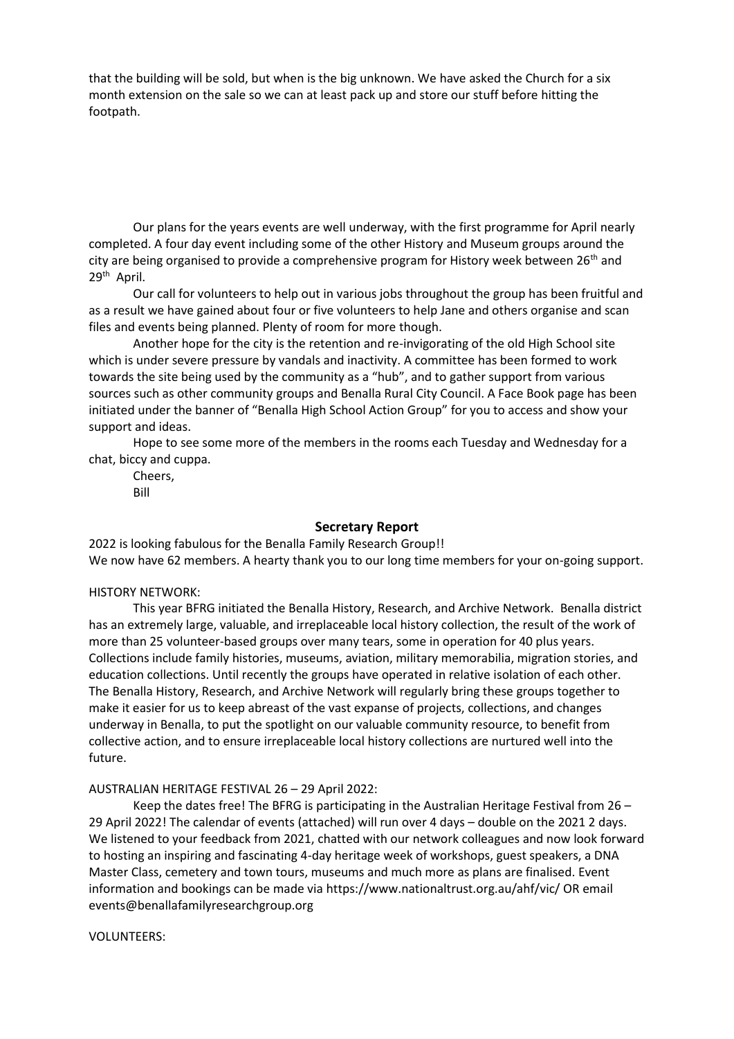that the building will be sold, but when is the big unknown. We have asked the Church for a six month extension on the sale so we can at least pack up and store our stuff before hitting the footpath.

Our plans for the years events are well underway, with the first programme for April nearly completed. A four day event including some of the other History and Museum groups around the city are being organised to provide a comprehensive program for History week between 26th and 29th April.

Our call for volunteers to help out in various jobs throughout the group has been fruitful and as a result we have gained about four or five volunteers to help Jane and others organise and scan files and events being planned. Plenty of room for more though.

Another hope for the city is the retention and re-invigorating of the old High School site which is under severe pressure by vandals and inactivity. A committee has been formed to work towards the site being used by the community as a "hub", and to gather support from various sources such as other community groups and Benalla Rural City Council. A Face Book page has been initiated under the banner of "Benalla High School Action Group" for you to access and show your support and ideas.

Hope to see some more of the members in the rooms each Tuesday and Wednesday for a chat, biccy and cuppa.

Cheers,

Bill

## Secretary Report

2022 is looking fabulous for the Benalla Family Research Group!!
We now have 62 members. A hearty thank you to our long time members for your on-going support.

HISTORY NETWORK:

This year BFRG initiated the Benalla History, Research, and Archive Network. Benalla district has an extremely large, valuable, and irreplaceable local history collection, the result of the work of more than 25 volunteer-based groups over many tears, some in operation for 40 plus years. Collections include family histories, museums, aviation, military memorabilia, migration stories, and education collections. Until recently the groups have operated in relative isolation of each other. The Benalla History, Research, and Archive Network will regularly bring these groups together to make it easier for us to keep abreast of the vast expanse of projects, collections, and changes underway in Benalla, to put the spotlight on our valuable community resource, to benefit from collective action, and to ensure irreplaceable local history collections are nurtured well into the future.

AUSTRALIAN HERITAGE FESTIVAL 26 – 29 April 2022:

Keep the dates free! The BFRG is participating in the Australian Heritage Festival from 26 – 29 April 2022! The calendar of events (attached) will run over 4 days – double on the 2021 2 days. We listened to your feedback from 2021, chatted with our network colleagues and now look forward to hosting an inspiring and fascinating 4-day heritage week of workshops, guest speakers, a DNA Master Class, cemetery and town tours, museums and much more as plans are finalised. Event information and bookings can be made via https://www.nationaltrust.org.au/ahf/vic/ OR email events@benallafamilyresearchgroup.org

VOLUNTEERS: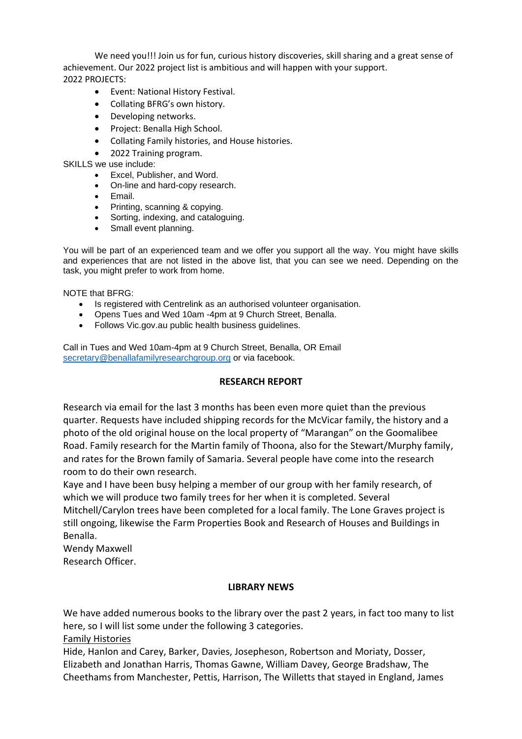We need you!!! Join us for fun, curious history discoveries, skill sharing and a great sense of achievement. Our 2022 project list is ambitious and will happen with your support.

2022 PROJECTS:

- Event: National History Festival.
- Collating BFRG's own history.
- Developing networks.
- Project: Benalla High School.
- Collating Family histories, and House histories.
- 2022 Training program.

SKILLS we use include:

- Excel, Publisher, and Word.
- On-line and hard-copy research.
- Email.
- Printing, scanning & copying.
- Sorting, indexing, and cataloguing.
- Small event planning.

You will be part of an experienced team and we offer you support all the way. You might have skills and experiences that are not listed in the above list, that you can see we need. Depending on the task, you might prefer to work from home.

NOTE that BFRG:

- Is registered with Centrelink as an authorised volunteer organisation.
- Opens Tues and Wed 10am -4pm at 9 Church Street, Benalla.
- Follows Vic.gov.au public health business guidelines.

Call in Tues and Wed 10am-4pm at 9 Church Street, Benalla, OR Email secretary@benallafamilyresearchgroup.org or via facebook.

## RESEARCH REPORT

Research via email for the last 3 months has been even more quiet than the previous quarter. Requests have included shipping records for the McVicar family, the history and a photo of the old original house on the local property of "Marangan" on the Goomalibee Road. Family research for the Martin family of Thoona, also for the Stewart/Murphy family, and rates for the Brown family of Samaria. Several people have come into the research room to do their own research.

Kaye and I have been busy helping a member of our group with her family research, of which we will produce two family trees for her when it is completed. Several Mitchell/Carylon trees have been completed for a local family. The Lone Graves project is still ongoing, likewise the Farm Properties Book and Research of Houses and Buildings in Benalla.

Wendy Maxwell
Research Officer.

## LIBRARY NEWS

We have added numerous books to the library over the past 2 years, in fact too many to list here, so I will list some under the following 3 categories.

Family Histories

Hide, Hanlon and Carey, Barker, Davies, Josepheson, Robertson and Moriaty, Dosser, Elizabeth and Jonathan Harris, Thomas Gawne, William Davey, George Bradshaw, The Cheethams from Manchester, Pettis, Harrison, The Willetts that stayed in England, James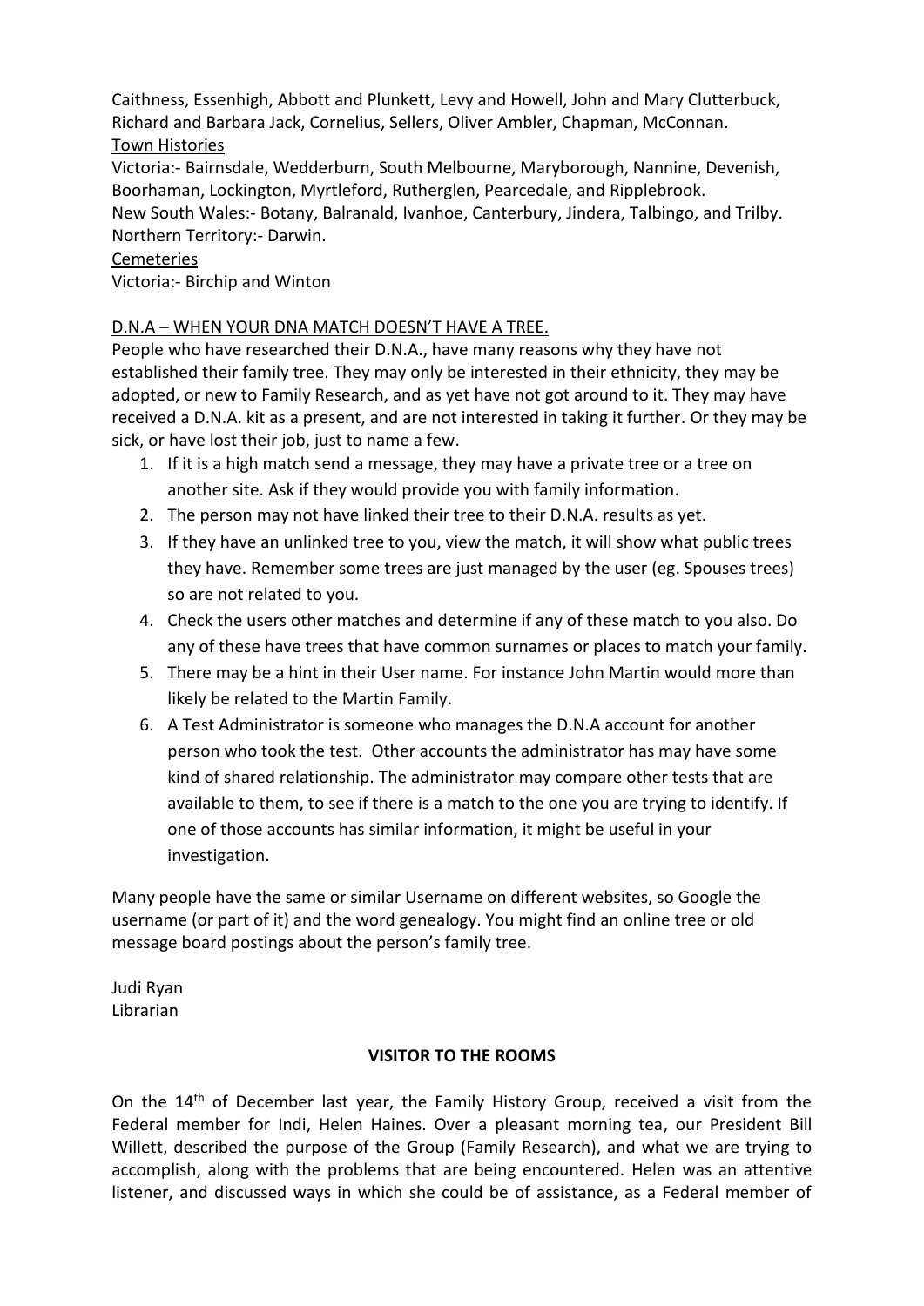Caithness, Essenhigh, Abbott and Plunkett, Levy and Howell, John and Mary Clutterbuck, Richard and Barbara Jack, Cornelius, Sellers, Oliver Ambler, Chapman, McConnan.

Town Histories

Victoria:- Bairnsdale, Wedderburn, South Melbourne, Maryborough, Nannine, Devenish, Boorhaman, Lockington, Myrtleford, Rutherglen, Pearcedale, and Ripplebrook.
New South Wales:- Botany, Balranald, Ivanhoe, Canterbury, Jindera, Talbingo, and Trilby.
Northern Territory:- Darwin.

Cemeteries

Victoria:- Birchip and Winton

D.N.A – WHEN YOUR DNA MATCH DOESN'T HAVE A TREE.

People who have researched their D.N.A., have many reasons why they have not established their family tree. They may only be interested in their ethnicity, they may be adopted, or new to Family Research, and as yet have not got around to it. They may have received a D.N.A. kit as a present, and are not interested in taking it further. Or they may be sick, or have lost their job, just to name a few.

1. If it is a high match send a message, they may have a private tree or a tree on another site. Ask if they would provide you with family information.
2. The person may not have linked their tree to their D.N.A. results as yet.
3. If they have an unlinked tree to you, view the match, it will show what public trees they have. Remember some trees are just managed by the user (eg. Spouses trees) so are not related to you.
4. Check the users other matches and determine if any of these match to you also. Do any of these have trees that have common surnames or places to match your family.
5. There may be a hint in their User name. For instance John Martin would more than likely be related to the Martin Family.
6. A Test Administrator is someone who manages the D.N.A account for another person who took the test. Other accounts the administrator has may have some kind of shared relationship. The administrator may compare other tests that are available to them, to see if there is a match to the one you are trying to identify. If one of those accounts has similar information, it might be useful in your investigation.

Many people have the same or similar Username on different websites, so Google the username (or part of it) and the word genealogy. You might find an online tree or old message board postings about the person's family tree.

Judi Ryan
Librarian

**VISITOR TO THE ROOMS**

On the 14th of December last year, the Family History Group, received a visit from the Federal member for Indi, Helen Haines. Over a pleasant morning tea, our President Bill Willett, described the purpose of the Group (Family Research), and what we are trying to accomplish, along with the problems that are being encountered. Helen was an attentive listener, and discussed ways in which she could be of assistance, as a Federal member of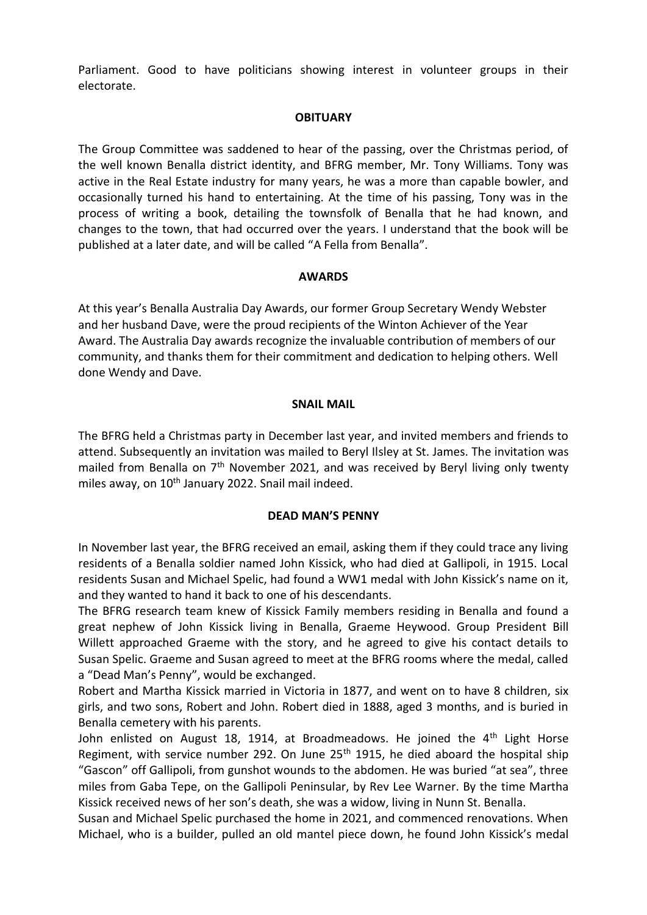Parliament. Good to have politicians showing interest in volunteer groups in their electorate.

## OBITUARY

The Group Committee was saddened to hear of the passing, over the Christmas period, of the well known Benalla district identity, and BFRG member, Mr. Tony Williams. Tony was active in the Real Estate industry for many years, he was a more than capable bowler, and occasionally turned his hand to entertaining. At the time of his passing, Tony was in the process of writing a book, detailing the townsfolk of Benalla that he had known, and changes to the town, that had occurred over the years. I understand that the book will be published at a later date, and will be called "A Fella from Benalla".

## AWARDS

At this year's Benalla Australia Day Awards, our former Group Secretary Wendy Webster and her husband Dave, were the proud recipients of the Winton Achiever of the Year Award. The Australia Day awards recognize the invaluable contribution of members of our community, and thanks them for their commitment and dedication to helping others. Well done Wendy and Dave.

## SNAIL MAIL

The BFRG held a Christmas party in December last year, and invited members and friends to attend. Subsequently an invitation was mailed to Beryl Ilsley at St. James. The invitation was mailed from Benalla on 7th November 2021, and was received by Beryl living only twenty miles away, on 10th January 2022. Snail mail indeed.

## DEAD MAN'S PENNY

In November last year, the BFRG received an email, asking them if they could trace any living residents of a Benalla soldier named John Kissick, who had died at Gallipoli, in 1915. Local residents Susan and Michael Spelic, had found a WW1 medal with John Kissick's name on it, and they wanted to hand it back to one of his descendants.

The BFRG research team knew of Kissick Family members residing in Benalla and found a great nephew of John Kissick living in Benalla, Graeme Heywood. Group President Bill Willett approached Graeme with the story, and he agreed to give his contact details to Susan Spelic. Graeme and Susan agreed to meet at the BFRG rooms where the medal, called a "Dead Man's Penny", would be exchanged.

Robert and Martha Kissick married in Victoria in 1877, and went on to have 8 children, six girls, and two sons, Robert and John. Robert died in 1888, aged 3 months, and is buried in Benalla cemetery with his parents.

John enlisted on August 18, 1914, at Broadmeadows. He joined the 4th Light Horse Regiment, with service number 292. On June 25th 1915, he died aboard the hospital ship "Gascon" off Gallipoli, from gunshot wounds to the abdomen. He was buried "at sea", three miles from Gaba Tepe, on the Gallipoli Peninsular, by Rev Lee Warner. By the time Martha Kissick received news of her son's death, she was a widow, living in Nunn St. Benalla.

Susan and Michael Spelic purchased the home in 2021, and commenced renovations. When Michael, who is a builder, pulled an old mantel piece down, he found John Kissick's medal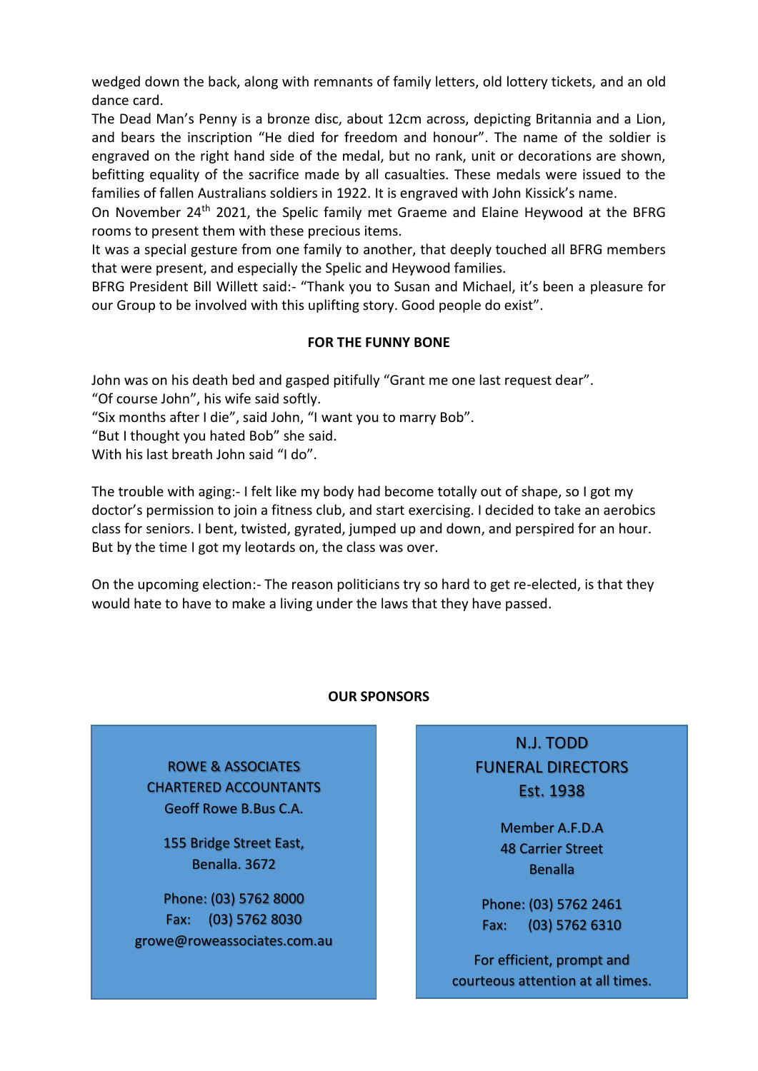wedged down the back, along with remnants of family letters, old lottery tickets, and an old dance card.

The Dead Man's Penny is a bronze disc, about 12cm across, depicting Britannia and a Lion, and bears the inscription "He died for freedom and honour". The name of the soldier is engraved on the right hand side of the medal, but no rank, unit or decorations are shown, befitting equality of the sacrifice made by all casualties. These medals were issued to the families of fallen Australians soldiers in 1922. It is engraved with John Kissick's name.

On November 24th 2021, the Spelic family met Graeme and Elaine Heywood at the BFRG rooms to present them with these precious items.

It was a special gesture from one family to another, that deeply touched all BFRG members that were present, and especially the Spelic and Heywood families.

BFRG President Bill Willett said:- "Thank you to Susan and Michael, it's been a pleasure for our Group to be involved with this uplifting story. Good people do exist".

**FOR THE FUNNY BONE**

John was on his death bed and gasped pitifully "Grant me one last request dear".
"Of course John", his wife said softly.
"Six months after I die", said John, "I want you to marry Bob".
"But I thought you hated Bob" she said.
With his last breath John said "I do".

The trouble with aging:- I felt like my body had become totally out of shape, so I got my doctor's permission to join a fitness club, and start exercising. I decided to take an aerobics class for seniors. I bent, twisted, gyrated, jumped up and down, and perspired for an hour. But by the time I got my leotards on, the class was over.

On the upcoming election:- The reason politicians try so hard to get re-elected, is that they would hate to have to make a living under the laws that they have passed.

**OUR SPONSORS**

ROWE & ASSOCIATES
CHARTERED ACCOUNTANTS
Geoff Rowe B.Bus C.A.

155 Bridge Street East,
Benalla. 3672

Phone: (03) 5762 8000
Fax: (03) 5762 8030
growe@roweassociates.com.au

N.J. TODD
FUNERAL DIRECTORS
Est. 1938

Member A.F.D.A
48 Carrier Street
Benalla

Phone: (03) 5762 2461
Fax: (03) 5762 6310

For efficient, prompt and courteous attention at all times.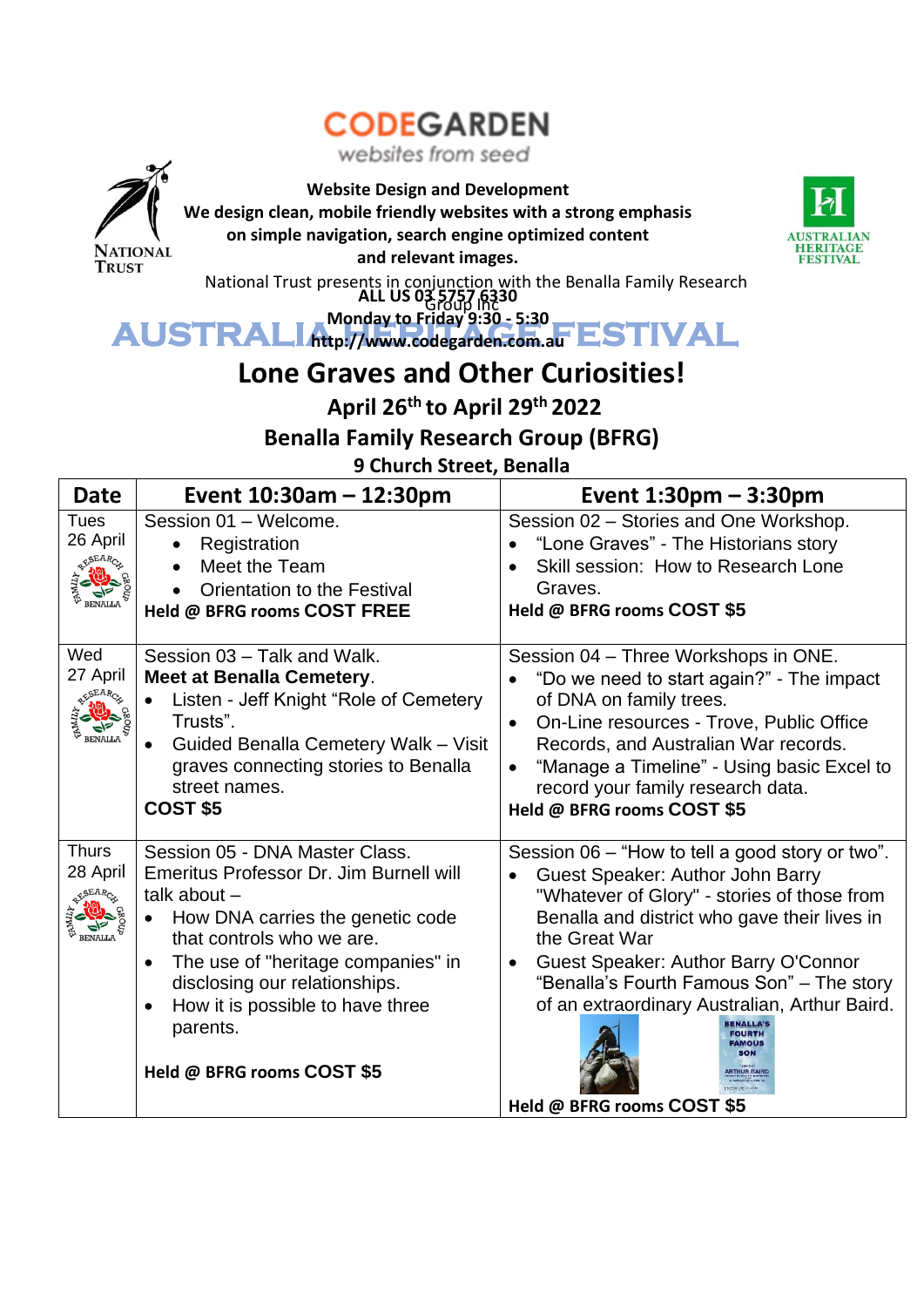**CODEGARDEN**

websites from seed

**Website Design and Development**
**We design clean, mobile friendly websites with a strong emphasis on simple navigation, search engine optimized content and relevant images.**

**ALL US 03 5757 6330**
**Monday to Friday 9:30 - 5:30**
**http://www.codegarden.com.au**

NATIONAL TRUST

AUSTRALIAN HERITAGE FESTIVAL

National Trust presents in conjunction with the Benalla Family Research Group Inc

# AUSTRALIA HERITAGE FESTIVAL

## Lone Graves and Other Curiosities!

### April 26th to April 29th 2022

### Benalla Family Research Group (BFRG)

**9 Church Street, Benalla**

| Date | Event 10:30am – 12:30pm | Event 1:30pm – 3:30pm |
|---|---|---|
| Tues 26 April | Session 01 – Welcome.<br>• Registration<br>• Meet the Team<br>• Orientation to the Festival<br>**Held @ BFRG rooms COST FREE** | Session 02 – Stories and One Workshop.<br>• "Lone Graves" - The Historians story<br>• Skill session: How to Research Lone Graves.<br>**Held @ BFRG rooms COST $5** |
| Wed 27 April | Session 03 – Talk and Walk.<br>**Meet at Benalla Cemetery**.<br>• Listen - Jeff Knight "Role of Cemetery Trusts".<br>• Guided Benalla Cemetery Walk – Visit graves connecting stories to Benalla street names.<br>**COST $5** | Session 04 – Three Workshops in ONE.<br>• "Do we need to start again?" - The impact of DNA on family trees.<br>• On-Line resources - Trove, Public Office Records, and Australian War records.<br>• "Manage a Timeline" - Using basic Excel to record your family research data.<br>**Held @ BFRG rooms COST $5** |
| Thurs 28 April | Session 05 - DNA Master Class.<br>Emeritus Professor Dr. Jim Burnell will talk about –<br>• How DNA carries the genetic code that controls who we are.<br>• The use of "heritage companies" in disclosing our relationships.<br>• How it is possible to have three parents.<br>**Held @ BFRG rooms COST $5** | Session 06 – "How to tell a good story or two".<br>• Guest Speaker: Author John Barry "Whatever of Glory" - stories of those from Benalla and district who gave their lives in the Great War<br>• Guest Speaker: Author Barry O'Connor "Benalla's Fourth Famous Son" – The story of an extraordinary Australian, Arthur Baird.<br>**Held @ BFRG rooms COST $5** |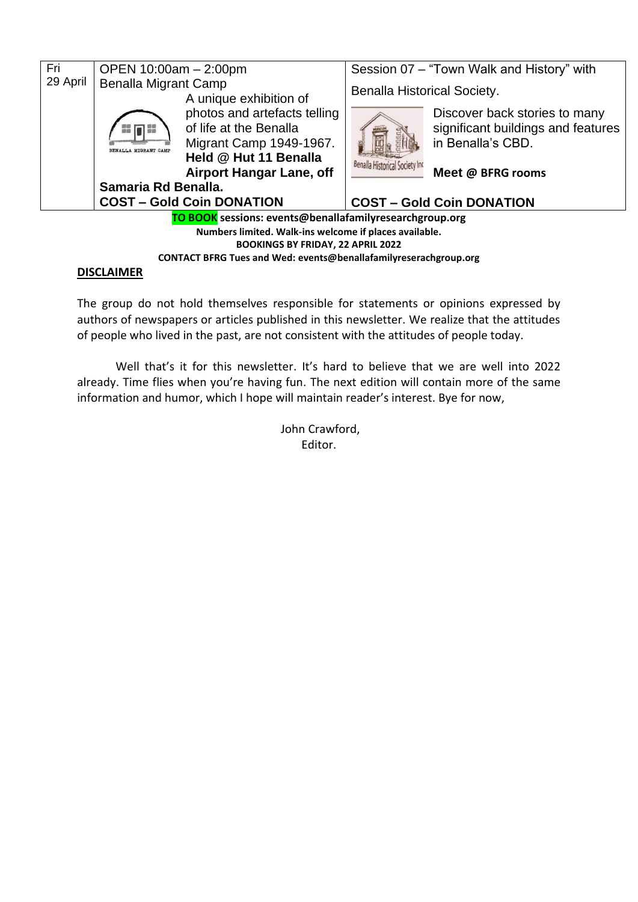| | | |
|---|---|---|
| Fri 29 April | OPEN 10:00am – 2:00pm<br>Benalla Migrant Camp<br>A unique exhibition of photos and artefacts telling of life at the Benalla Migrant Camp 1949-1967.<br>**Held @ Hut 11 Benalla Airport Hangar Lane, off Samaria Rd Benalla.**<br>**COST – Gold Coin DONATION** | Session 07 – "Town Walk and History" with Benalla Historical Society.<br>Discover back stories to many significant buildings and features in Benalla's CBD.<br>**Meet @ BFRG rooms**<br>**COST – Gold Coin DONATION** |

**TO BOOK sessions: events@benallafamilyresearchgroup.org**
**Numbers limited. Walk-ins welcome if places available.**
**BOOKINGS BY FRIDAY, 22 APRIL 2022**
**CONTACT BFRG Tues and Wed: events@benallafamilyreserachgroup.org**

**DISCLAIMER**

The group do not hold themselves responsible for statements or opinions expressed by authors of newspapers or articles published in this newsletter. We realize that the attitudes of people who lived in the past, are not consistent with the attitudes of people today.

Well that's it for this newsletter. It's hard to believe that we are well into 2022 already. Time flies when you're having fun. The next edition will contain more of the same information and humor, which I hope will maintain reader's interest. Bye for now,

John Crawford,
Editor.